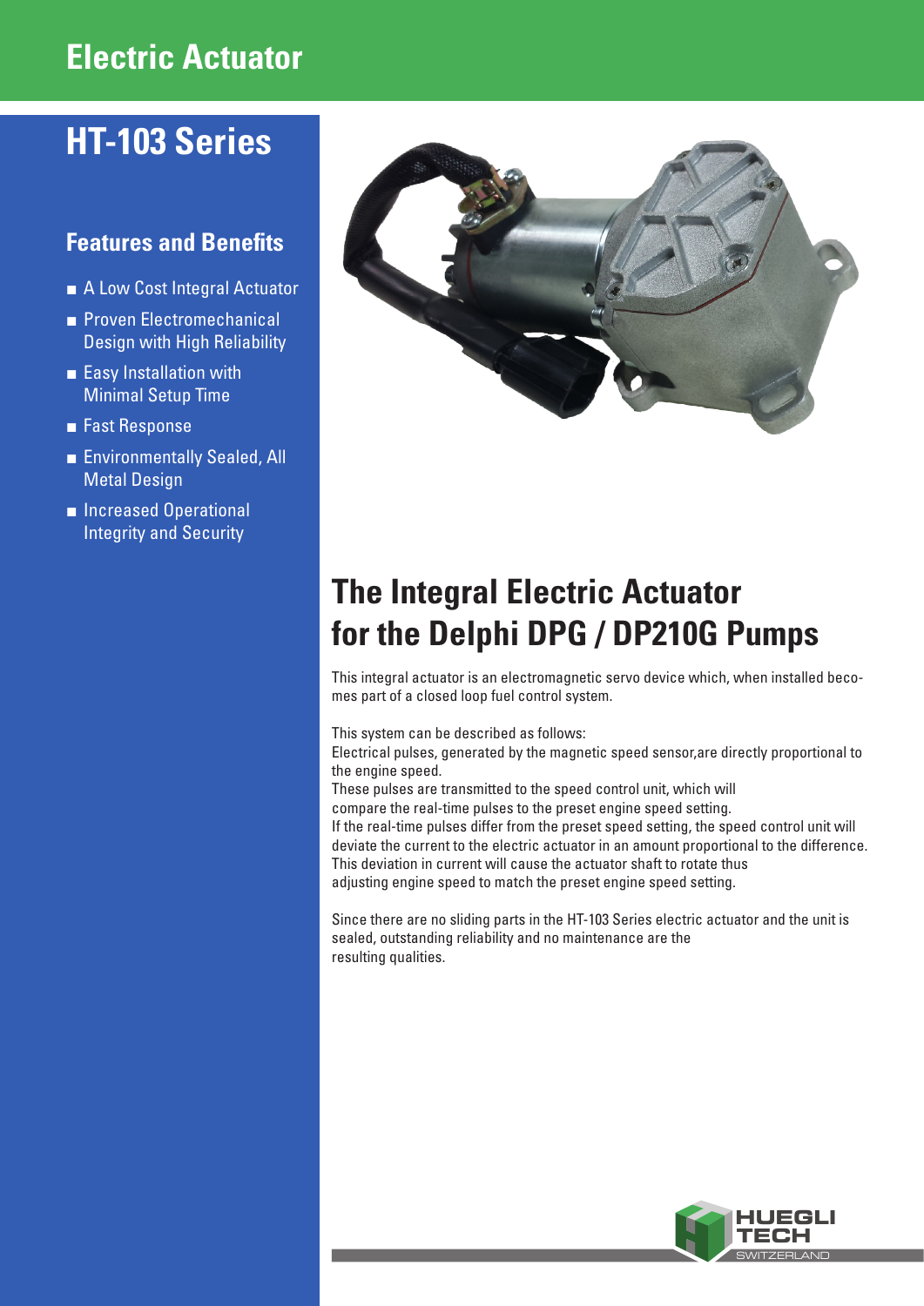# Electric Actuator

## HT-103 Series

### Features and Benefits

- A Low Cost Integral Actuator
- Proven Electromechanical Design with High Reliability
- Easy Installation with Minimal Setup Time
- Fast Response
- Environmentally Sealed, All Metal Design
- Increased Operational Integrity and Security

## The Integral Electric Actuator for the Delphi DPG / DP210G Pumps

This integral actuator is an electromagnetic servo device which, when installed becomes part of a closed loop fuel control system.

This system can be described as follows:
Electrical pulses, generated by the magnetic speed sensor,are directly proportional to the engine speed.
These pulses are transmitted to the speed control unit, which will compare the real-time pulses to the preset engine speed setting.
If the real-time pulses differ from the preset speed setting, the speed control unit will deviate the current to the electric actuator in an amount proportional to the difference.
This deviation in current will cause the actuator shaft to rotate thus adjusting engine speed to match the preset engine speed setting.

Since there are no sliding parts in the HT-103 Series electric actuator and the unit is sealed, outstanding reliability and no maintenance are the resulting qualities.

HUEGLI TECH
SWITZERLAND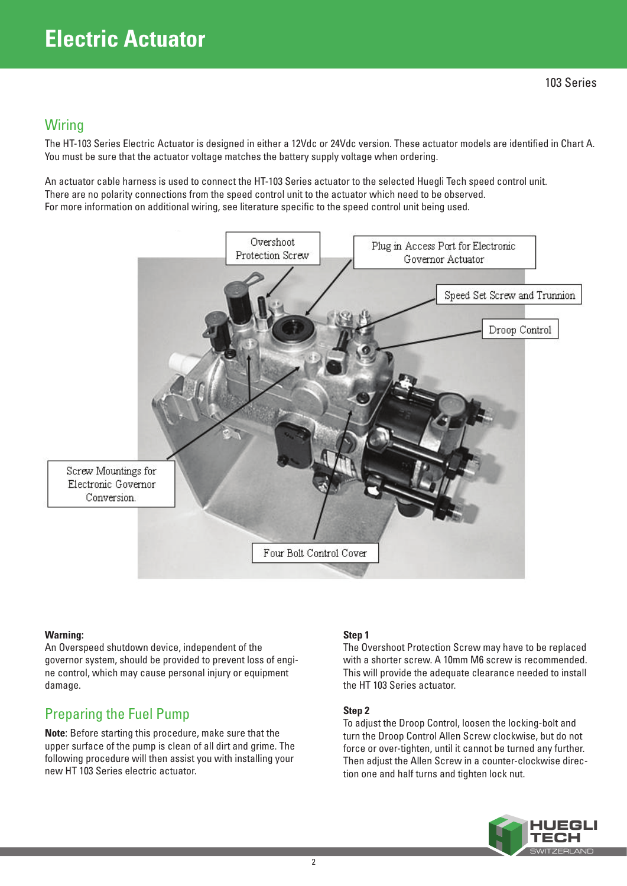# Electric Actuator

103 Series

## Wiring

The HT-103 Series Electric Actuator is designed in either a 12Vdc or 24Vdc version. These actuator models are identified in Chart A. You must be sure that the actuator voltage matches the battery supply voltage when ordering.

An actuator cable harness is used to connect the HT-103 Series actuator to the selected Huegli Tech speed control unit. There are no polarity connections from the speed control unit to the actuator which need to be observed. For more information on additional wiring, see literature specific to the speed control unit being used.

Overshoot Protection Screw

Plug in Access Port for Electronic Governor Actuator

Speed Set Screw and Trunnion

Droop Control

Screw Mountings for Electronic Governor Conversion.

Four Bolt Control Cover

**Warning:**
An Overspeed shutdown device, independent of the governor system, should be provided to prevent loss of engine control, which may cause personal injury or equipment damage.

## Preparing the Fuel Pump

**Note**: Before starting this procedure, make sure that the upper surface of the pump is clean of all dirt and grime. The following procedure will then assist you with installing your new HT 103 Series electric actuator.

**Step 1**
The Overshoot Protection Screw may have to be replaced with a shorter screw. A 10mm M6 screw is recommended. This will provide the adequate clearance needed to install the HT 103 Series actuator.

**Step 2**
To adjust the Droop Control, loosen the locking-bolt and turn the Droop Control Allen Screw clockwise, but do not force or over-tighten, until it cannot be turned any further. Then adjust the Allen Screw in a counter-clockwise direction one and half turns and tighten lock nut.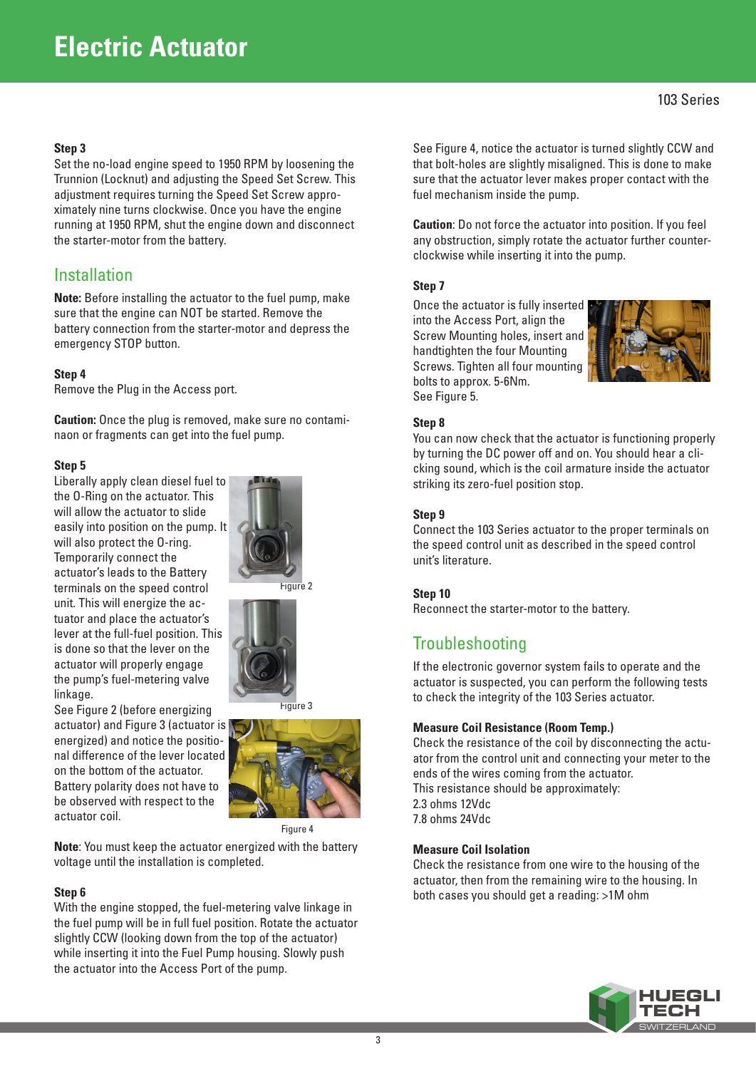# Electric Actuator

### Step 3

Set the no-load engine speed to 1950 RPM by loosening the Trunnion (Locknut) and adjusting the Speed Set Screw. This adjustment requires turning the Speed Set Screw approximately nine turns clockwise. Once you have the engine running at 1950 RPM, shut the engine down and disconnect the starter-motor from the battery.

## Installation

**Note:** Before installing the actuator to the fuel pump, make sure that the engine can NOT be started. Remove the battery connection from the starter-motor and depress the emergency STOP button.

### Step 4

Remove the Plug in the Access port.

**Caution:** Once the plug is removed, make sure no contaminaon or fragments can get into the fuel pump.

### Step 5

Liberally apply clean diesel fuel to the O-Ring on the actuator. This will allow the actuator to slide easily into position on the pump. It will also protect the O-ring. Temporarily connect the actuator's leads to the Battery terminals on the speed control unit. This will energize the actuator and place the actuator's lever at the full-fuel position. This is done so that the lever on the actuator will properly engage the pump's fuel-metering valve linkage.

See Figure 2 (before energizing actuator) and Figure 3 (actuator is energized) and notice the positional difference of the lever located on the bottom of the actuator. Battery polarity does not have to be observed with respect to the actuator coil.

Figure 2

Figure 3

Figure 4

**Note**: You must keep the actuator energized with the battery voltage until the installation is completed.

### Step 6

With the engine stopped, the fuel-metering valve linkage in the fuel pump will be in full fuel position. Rotate the actuator slightly CCW (looking down from the top of the actuator) while inserting it into the Fuel Pump housing. Slowly push the actuator into the Access Port of the pump.

See Figure 4, notice the actuator is turned slightly CCW and that bolt-holes are slightly misaligned. This is done to make sure that the actuator lever makes proper contact with the fuel mechanism inside the pump.

**Caution**: Do not force the actuator into position. If you feel any obstruction, simply rotate the actuator further counter-clockwise while inserting it into the pump.

### Step 7

Once the actuator is fully inserted into the Access Port, align the Screw Mounting holes, insert and handtighten the four Mounting Screws. Tighten all four mounting bolts to approx. 5-6Nm.
See Figure 5.

### Step 8

You can now check that the actuator is functioning properly by turning the DC power off and on. You should hear a clicking sound, which is the coil armature inside the actuator striking its zero-fuel position stop.

### Step 9

Connect the 103 Series actuator to the proper terminals on the speed control unit as described in the speed control unit's literature.

### Step 10

Reconnect the starter-motor to the battery.

## Troubleshooting

If the electronic governor system fails to operate and the actuator is suspected, you can perform the following tests to check the integrity of the 103 Series actuator.

### Measure Coil Resistance (Room Temp.)

Check the resistance of the coil by disconnecting the actuator from the control unit and connecting your meter to the ends of the wires coming from the actuator.
This resistance should be approximately:
2.3 ohms 12Vdc
7.8 ohms 24Vdc

### Measure Coil Isolation

Check the resistance from one wire to the housing of the actuator, then from the remaining wire to the housing. In both cases you should get a reading: >1M ohm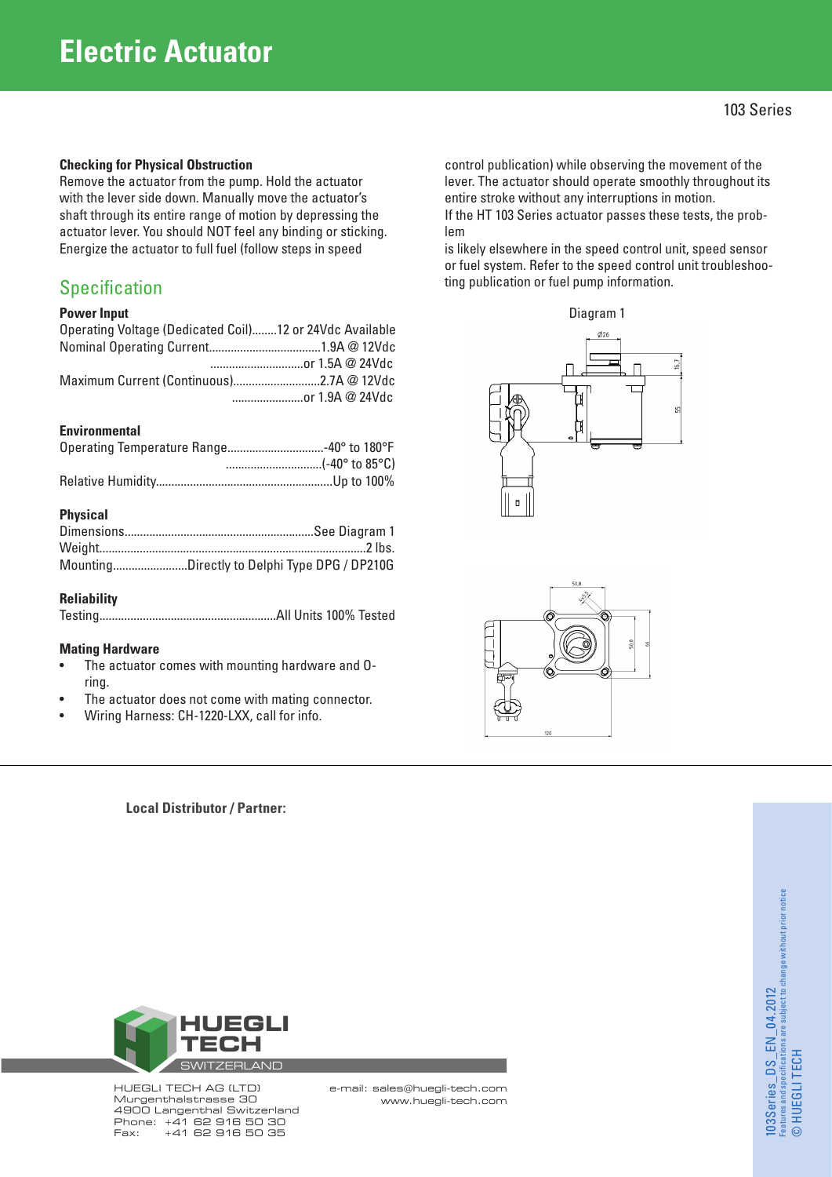# Electric Actuator

103 Series

**Checking for Physical Obstruction**

Remove the actuator from the pump. Hold the actuator with the lever side down. Manually move the actuator's shaft through its entire range of motion by depressing the actuator lever. You should NOT feel any binding or sticking. Energize the actuator to full fuel (follow steps in speed control publication) while observing the movement of the lever. The actuator should operate smoothly throughout its entire stroke without any interruptions in motion.

If the HT 103 Series actuator passes these tests, the problem is likely elsewhere in the speed control unit, speed sensor or fuel system. Refer to the speed control unit troubleshooting publication or fuel pump information.

## Specification

**Power Input**

| | |
|---|---|
| Operating Voltage (Dedicated Coil) | 12 or 24Vdc Available |
| Nominal Operating Current | 1.9A @ 12Vdc |
| | or 1.5A @ 24Vdc |
| Maximum Current (Continuous) | 2.7A @ 12Vdc |
| | or 1.9A @ 24Vdc |

**Environmental**

| | |
|---|---|
| Operating Temperature Range | -40° to 180°F |
| | (-40° to 85°C) |
| Relative Humidity | Up to 100% |

**Physical**

| | |
|---|---|
| Dimensions | See Diagram 1 |
| Weight | 2 lbs. |
| Mounting | Directly to Delphi Type DPG / DP210G |

**Reliability**

| | |
|---|---|
| Testing | All Units 100% Tested |

**Mating Hardware**

- The actuator comes with mounting hardware and O-ring.
- The actuator does not come with mating connector.
- Wiring Harness: CH-1220-LXX, call for info.

Diagram 1

Ø26
15,7
55

50,8
50,8
66
120

**Local Distributor / Partner:**

HUEGLI TECH AG (LTD)
Murgenthalstrasse 30
4900 Langenthal Switzerland
Phone: +41 62 916 50 30
Fax: +41 62 916 50 35

e-mail: sales@huegli-tech.com
www.huegli-tech.com

103Series_DS_EN_04.2012
Features and specifications are subject to change without prior notice
© HUEGLI TECH